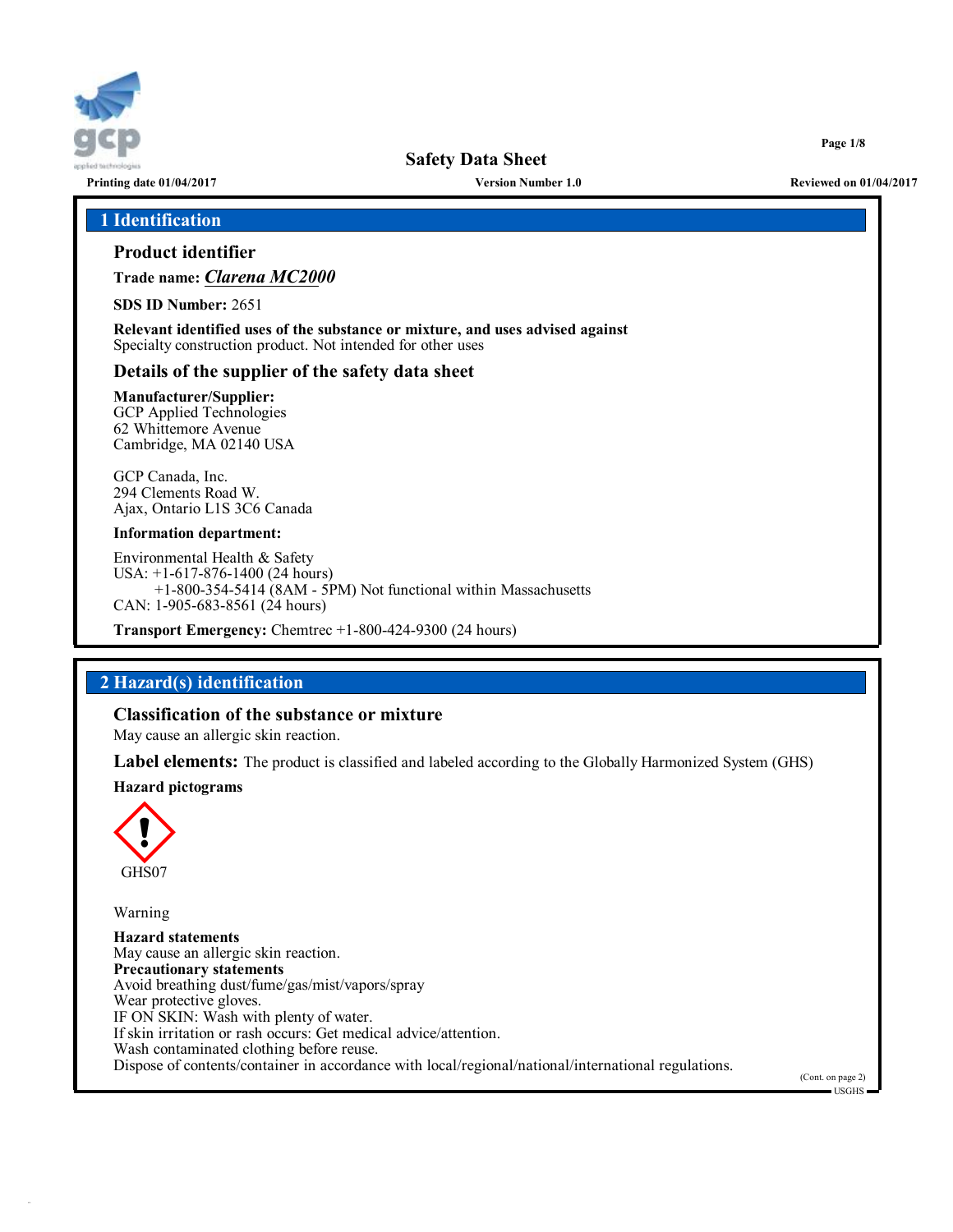# Safety Data Sheet

Printing date 01/04/2017 | Version Number 1.0 | Reviewed on 01/04/2017

## 1 Identification

### Product identifier

**Trade name:** ***Clarena MC2000***

**SDS ID Number:** 2651

**Relevant identified uses of the substance or mixture, and uses advised against**
Specialty construction product. Not intended for other uses

### Details of the supplier of the safety data sheet

**Manufacturer/Supplier:**
GCP Applied Technologies
62 Whittemore Avenue
Cambridge, MA 02140 USA

GCP Canada, Inc.
294 Clements Road W.
Ajax, Ontario L1S 3C6 Canada

**Information department:**

Environmental Health & Safety
USA: +1-617-876-1400 (24 hours)
+1-800-354-5414 (8AM - 5PM) Not functional within Massachusetts
CAN: 1-905-683-8561 (24 hours)

**Transport Emergency:** Chemtrec +1-800-424-9300 (24 hours)

## 2 Hazard(s) identification

### Classification of the substance or mixture

May cause an allergic skin reaction.

**Label elements:** The product is classified and labeled according to the Globally Harmonized System (GHS)

**Hazard pictograms**

GHS07

Warning

**Hazard statements**
May cause an allergic skin reaction.

**Precautionary statements**
Avoid breathing dust/fume/gas/mist/vapors/spray
Wear protective gloves.
IF ON SKIN: Wash with plenty of water.
If skin irritation or rash occurs: Get medical advice/attention.
Wash contaminated clothing before reuse.
Dispose of contents/container in accordance with local/regional/national/international regulations.

(Cont. on page 2)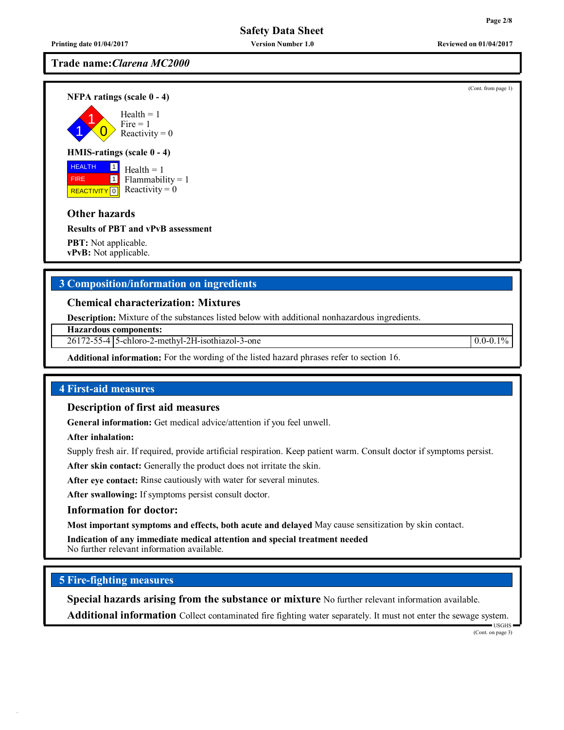**Trade name:** *Clarena MC2000*

(Cont. from page 1)

**NFPA ratings (scale 0 - 4)**

Health = 1
Fire = 1
Reactivity = 0

**HMIS-ratings (scale 0 - 4)**

| | |
|---|---|
| HEALTH | 1 |
| FIRE | 1 |
| REACTIVITY | 0 |

Health = 1
Flammability = 1
Reactivity = 0

### Other hazards

**Results of PBT and vPvB assessment**

**PBT:** Not applicable.
**vPvB:** Not applicable.

## 3 Composition/information on ingredients

### Chemical characterization: Mixtures

**Description:** Mixture of the substances listed below with additional nonhazardous ingredients.

| **Hazardous components:** | | |
|---|---|---|
| 26172-55-4 | 5-chloro-2-methyl-2H-isothiazol-3-one | 0.0-0.1% |

**Additional information:** For the wording of the listed hazard phrases refer to section 16.

## 4 First-aid measures

### Description of first aid measures

**General information:** Get medical advice/attention if you feel unwell.

**After inhalation:**

Supply fresh air. If required, provide artificial respiration. Keep patient warm. Consult doctor if symptoms persist.

**After skin contact:** Generally the product does not irritate the skin.

**After eye contact:** Rinse cautiously with water for several minutes.

**After swallowing:** If symptoms persist consult doctor.

### Information for doctor:

**Most important symptoms and effects, both acute and delayed** May cause sensitization by skin contact.

**Indication of any immediate medical attention and special treatment needed**
No further relevant information available.

## 5 Fire-fighting measures

**Special hazards arising from the substance or mixture** No further relevant information available.

**Additional information** Collect contaminated fire fighting water separately. It must not enter the sewage system.

(Cont. on page 3)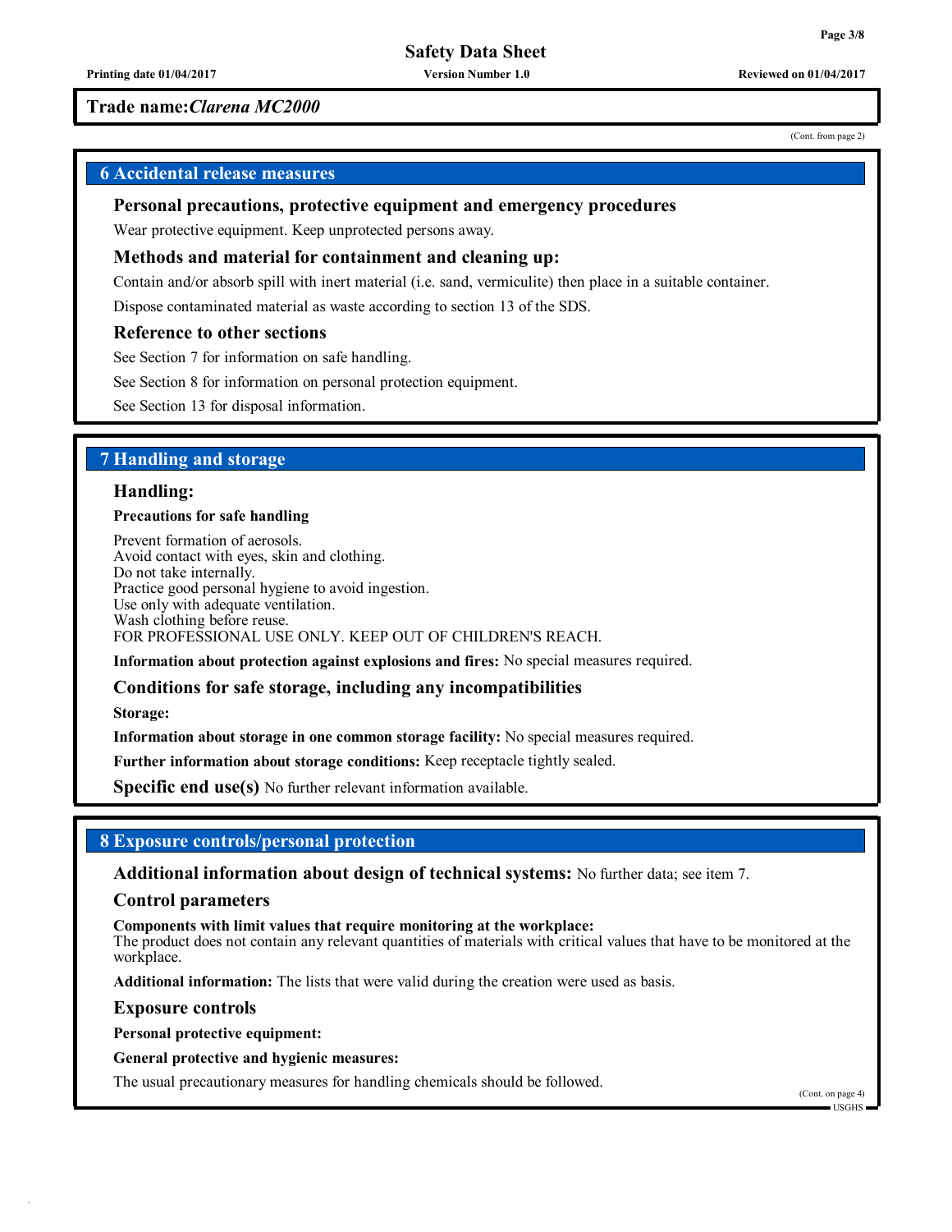**Trade name:** *Clarena MC2000*

(Cont. from page 2)

## 6 Accidental release measures

### Personal precautions, protective equipment and emergency procedures

Wear protective equipment. Keep unprotected persons away.

### Methods and material for containment and cleaning up:

Contain and/or absorb spill with inert material (i.e. sand, vermiculite) then place in a suitable container.

Dispose contaminated material as waste according to section 13 of the SDS.

### Reference to other sections

See Section 7 for information on safe handling.

See Section 8 for information on personal protection equipment.

See Section 13 for disposal information.

## 7 Handling and storage

### Handling:

**Precautions for safe handling**

Prevent formation of aerosols.
Avoid contact with eyes, skin and clothing.
Do not take internally.
Practice good personal hygiene to avoid ingestion.
Use only with adequate ventilation.
Wash clothing before reuse.
FOR PROFESSIONAL USE ONLY. KEEP OUT OF CHILDREN'S REACH.

**Information about protection against explosions and fires:** No special measures required.

### Conditions for safe storage, including any incompatibilities

**Storage:**

**Information about storage in one common storage facility:** No special measures required.

**Further information about storage conditions:** Keep receptacle tightly sealed.

**Specific end use(s)** No further relevant information available.

## 8 Exposure controls/personal protection

**Additional information about design of technical systems:** No further data; see item 7.

### Control parameters

**Components with limit values that require monitoring at the workplace:**
The product does not contain any relevant quantities of materials with critical values that have to be monitored at the workplace.

**Additional information:** The lists that were valid during the creation were used as basis.

### Exposure controls

**Personal protective equipment:**

**General protective and hygienic measures:**

The usual precautionary measures for handling chemicals should be followed.

(Cont. on page 4)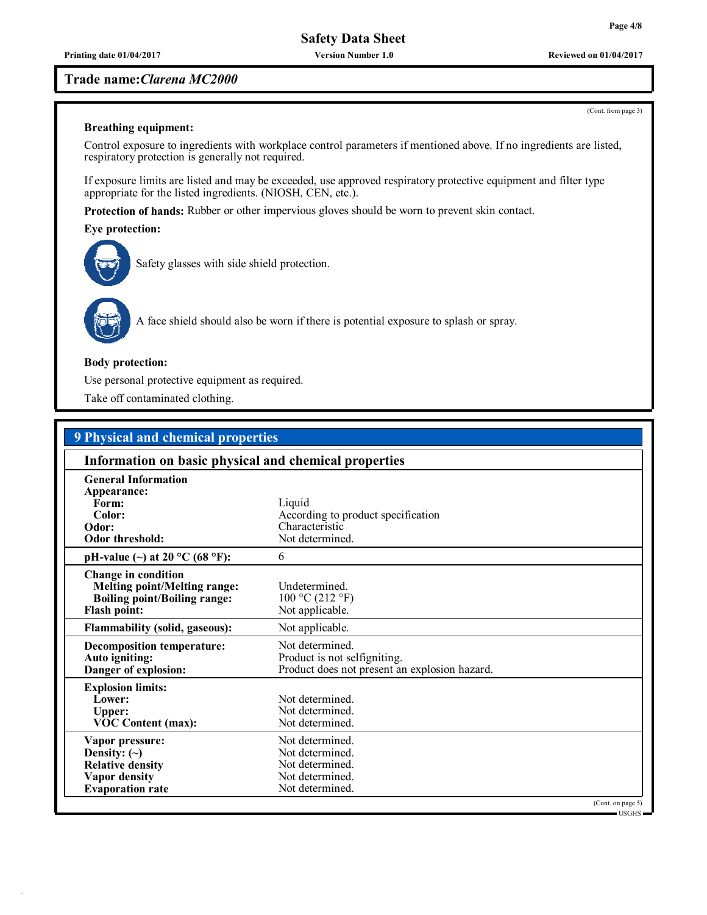**Trade name:** *Clarena MC2000*

(Cont. from page 3)

**Breathing equipment:**

Control exposure to ingredients with workplace control parameters if mentioned above. If no ingredients are listed, respiratory protection is generally not required.

If exposure limits are listed and may be exceeded, use approved respiratory protective equipment and filter type appropriate for the listed ingredients. (NIOSH, CEN, etc.).

**Protection of hands:** Rubber or other impervious gloves should be worn to prevent skin contact.

**Eye protection:**

Safety glasses with side shield protection.

A face shield should also be worn if there is potential exposure to splash or spray.

**Body protection:**

Use personal protective equipment as required.

Take off contaminated clothing.

## 9 Physical and chemical properties

### Information on basic physical and chemical properties

| Property | Value |
|---|---|
| **General Information** | |
| **Appearance:** | |
| **Form:** | Liquid |
| **Color:** | According to product specification |
| **Odor:** | Characteristic |
| **Odor threshold:** | Not determined. |
| **pH-value (~) at 20 °C (68 °F):** | 6 |
| **Change in condition** | |
| **Melting point/Melting range:** | Undetermined. |
| **Boiling point/Boiling range:** | 100 °C (212 °F) |
| **Flash point:** | Not applicable. |
| **Flammability (solid, gaseous):** | Not applicable. |
| **Decomposition temperature:** | Not determined. |
| **Auto igniting:** | Product is not selfigniting. |
| **Danger of explosion:** | Product does not present an explosion hazard. |
| **Explosion limits:** | |
| **Lower:** | Not determined. |
| **Upper:** | Not determined. |
| **VOC Content (max):** | Not determined. |
| **Vapor pressure:** | Not determined. |
| **Density: (~)** | Not determined. |
| **Relative density** | Not determined. |
| **Vapor density** | Not determined. |
| **Evaporation rate** | Not determined. |

(Cont. on page 5)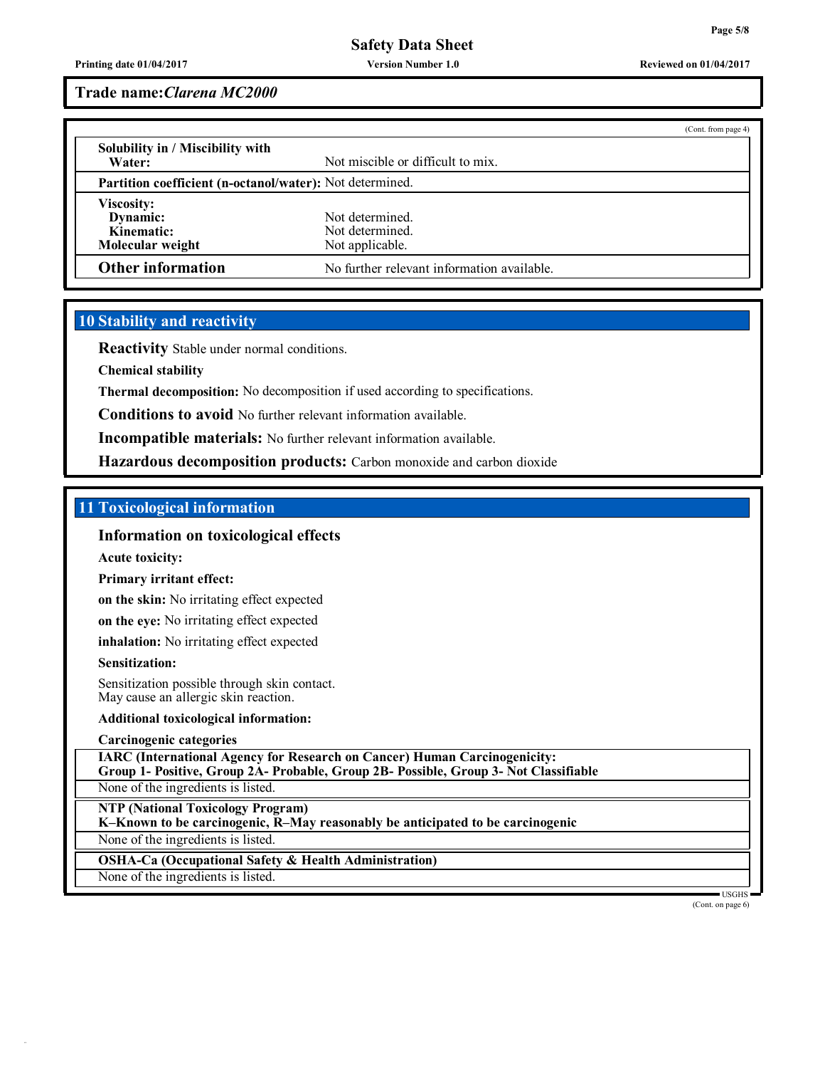**Trade name:** *Clarena MC2000*

(Cont. from page 4)

| | |
|---|---|
| **Solubility in / Miscibility with Water:** | Not miscible or difficult to mix. |
| **Partition coefficient (n-octanol/water):** | Not determined. |
| **Viscosity:** | |
| **Dynamic:** | Not determined. |
| **Kinematic:** | Not determined. |
| **Molecular weight** | Not applicable. |
| **Other information** | No further relevant information available. |

## 10 Stability and reactivity

**Reactivity** Stable under normal conditions.

**Chemical stability**

**Thermal decomposition:** No decomposition if used according to specifications.

**Conditions to avoid** No further relevant information available.

**Incompatible materials:** No further relevant information available.

**Hazardous decomposition products:** Carbon monoxide and carbon dioxide

## 11 Toxicological information

### Information on toxicological effects

**Acute toxicity:**

**Primary irritant effect:**

**on the skin:** No irritating effect expected

**on the eye:** No irritating effect expected

**inhalation:** No irritating effect expected

**Sensitization:**

Sensitization possible through skin contact.
May cause an allergic skin reaction.

**Additional toxicological information:**

**Carcinogenic categories**

**IARC (International Agency for Research on Cancer) Human Carcinogenicity:**
**Group 1- Positive, Group 2A- Probable, Group 2B- Possible, Group 3- Not Classifiable**

None of the ingredients is listed.

**NTP (National Toxicology Program)**
**K–Known to be carcinogenic, R–May reasonably be anticipated to be carcinogenic**

None of the ingredients is listed.

**OSHA-Ca (Occupational Safety & Health Administration)**

None of the ingredients is listed.

(Cont. on page 6)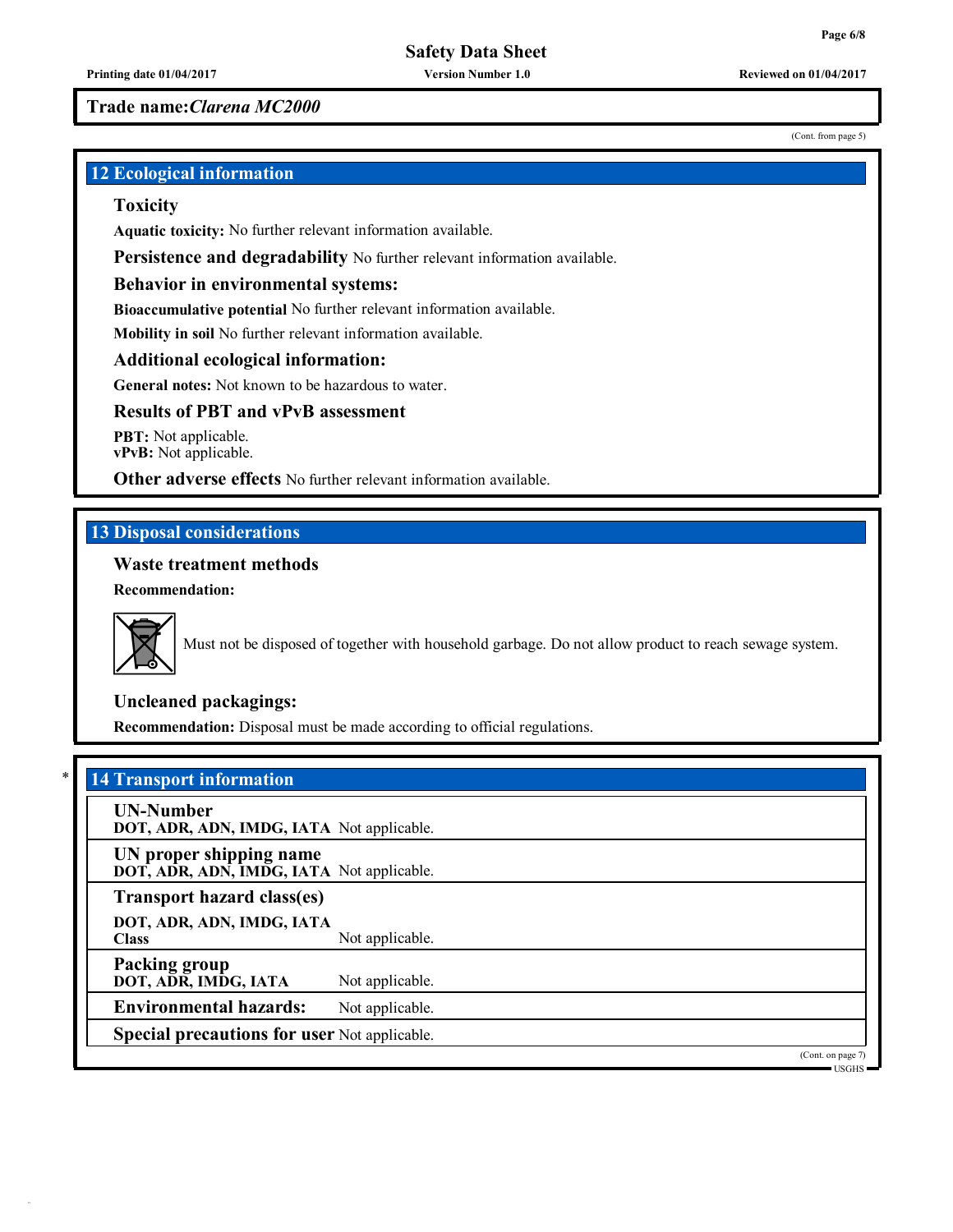**Trade name:** *Clarena MC2000*

(Cont. from page 5)

## 12 Ecological information

### Toxicity

**Aquatic toxicity:** No further relevant information available.

**Persistence and degradability** No further relevant information available.

### Behavior in environmental systems:

**Bioaccumulative potential** No further relevant information available.

**Mobility in soil** No further relevant information available.

### Additional ecological information:

**General notes:** Not known to be hazardous to water.

### Results of PBT and vPvB assessment

**PBT:** Not applicable.
**vPvB:** Not applicable.

**Other adverse effects** No further relevant information available.

## 13 Disposal considerations

### Waste treatment methods

**Recommendation:**

Must not be disposed of together with household garbage. Do not allow product to reach sewage system.

### Uncleaned packagings:

**Recommendation:** Disposal must be made according to official regulations.

## * 14 Transport information

| | |
|---|---|
| **UN-Number**<br>**DOT, ADR, ADN, IMDG, IATA** | Not applicable. |
| **UN proper shipping name**<br>**DOT, ADR, ADN, IMDG, IATA** | Not applicable. |
| **Transport hazard class(es)**<br>**DOT, ADR, ADN, IMDG, IATA**<br>**Class** | Not applicable. |
| **Packing group**<br>**DOT, ADR, IMDG, IATA** | Not applicable. |
| **Environmental hazards:** | Not applicable. |
| **Special precautions for user** | Not applicable. |

(Cont. on page 7)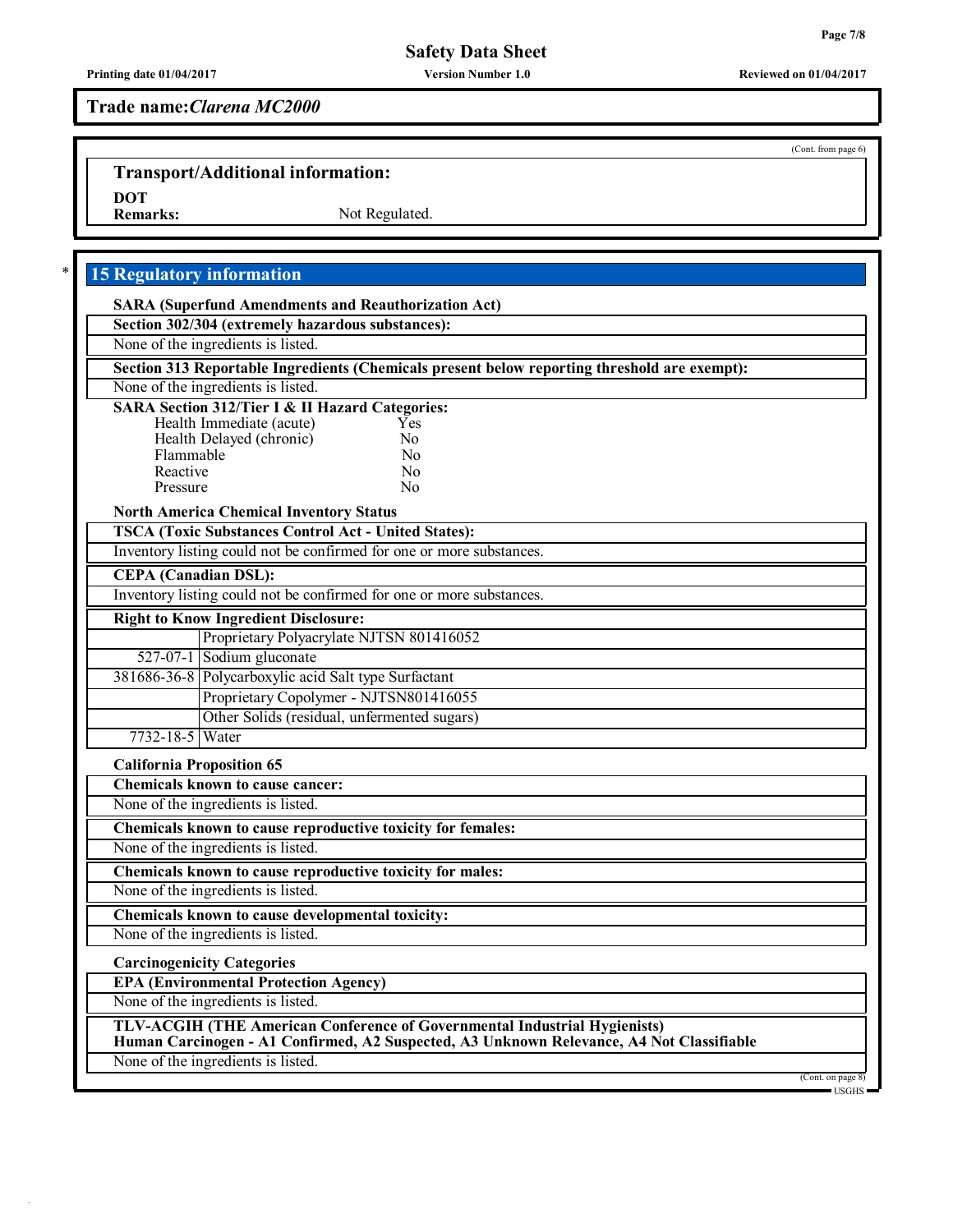Trade name: *Clarena MC2000*

(Cont. from page 6)

## Transport/Additional information:

**DOT**
**Remarks:** Not Regulated.

## * 15 Regulatory information

**SARA (Superfund Amendments and Reauthorization Act)**

**Section 302/304 (extremely hazardous substances):**

None of the ingredients is listed.

**Section 313 Reportable Ingredients (Chemicals present below reporting threshold are exempt):**

None of the ingredients is listed.

**SARA Section 312/Tier I & II Hazard Categories:**

| | |
|---|---|
| Health Immediate (acute) | Yes |
| Health Delayed (chronic) | No |
| Flammable | No |
| Reactive | No |
| Pressure | No |

**North America Chemical Inventory Status**

**TSCA (Toxic Substances Control Act - United States):**

Inventory listing could not be confirmed for one or more substances.

**CEPA (Canadian DSL):**

Inventory listing could not be confirmed for one or more substances.

**Right to Know Ingredient Disclosure:**

| | |
|---|---|
| | Proprietary Polyacrylate NJTSN 801416052 |
| 527-07-1 | Sodium gluconate |
| 381686-36-8 | Polycarboxylic acid Salt type Surfactant |
| | Proprietary Copolymer - NJTSN801416055 |
| | Other Solids (residual, unfermented sugars) |
| 7732-18-5 | Water |

**California Proposition 65**

**Chemicals known to cause cancer:**

None of the ingredients is listed.

**Chemicals known to cause reproductive toxicity for females:**

None of the ingredients is listed.

**Chemicals known to cause reproductive toxicity for males:**

None of the ingredients is listed.

**Chemicals known to cause developmental toxicity:**

None of the ingredients is listed.

**Carcinogenicity Categories**

**EPA (Environmental Protection Agency)**

None of the ingredients is listed.

**TLV-ACGIH (THE American Conference of Governmental Industrial Hygienists)**
**Human Carcinogen - A1 Confirmed, A2 Suspected, A3 Unknown Relevance, A4 Not Classifiable**

None of the ingredients is listed.

(Cont. on page 8)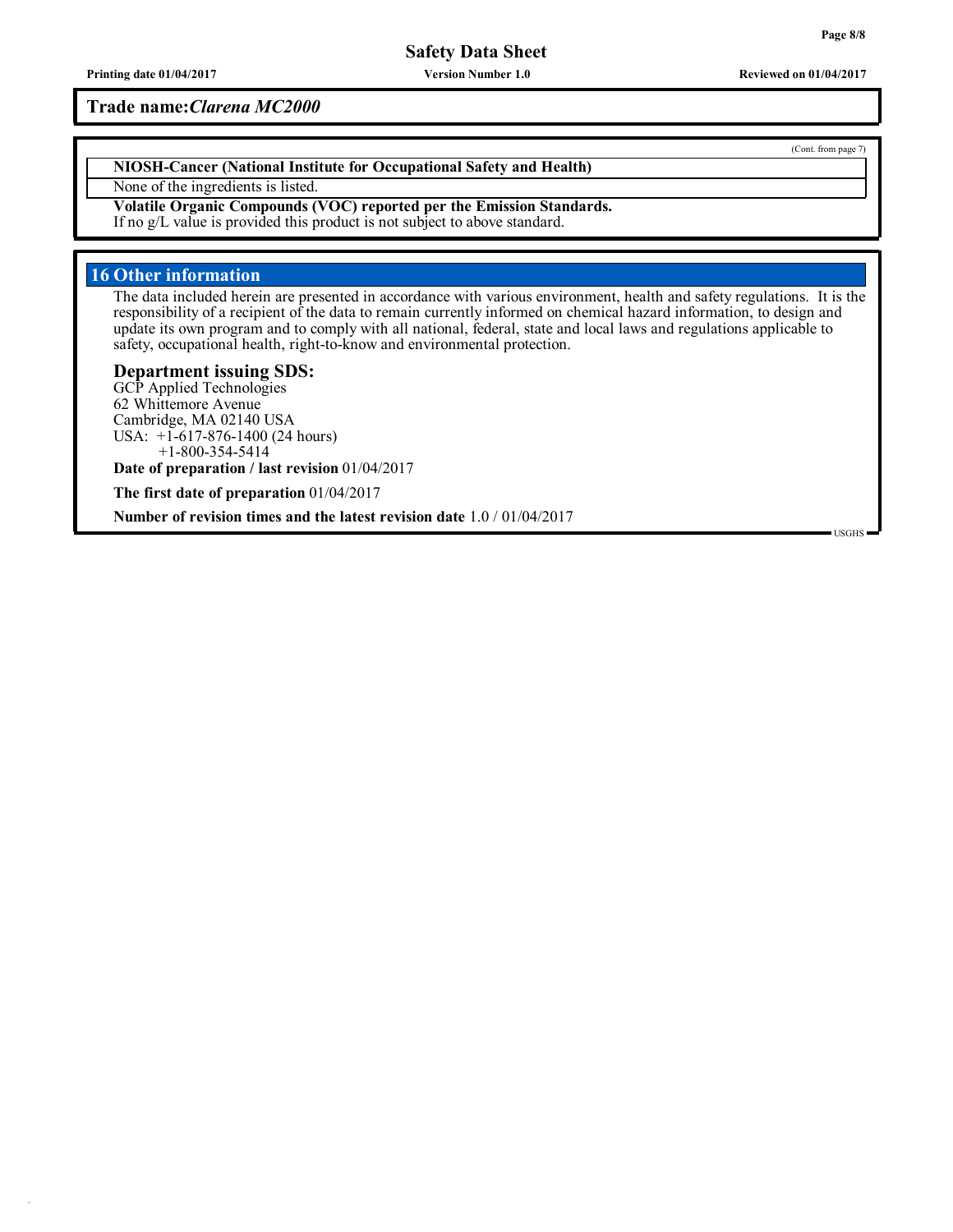**Trade name:** *Clarena MC2000*

(Cont. from page 7)

**NIOSH-Cancer (National Institute for Occupational Safety and Health)**

None of the ingredients is listed.

**Volatile Organic Compounds (VOC) reported per the Emission Standards.**

If no g/L value is provided this product is not subject to above standard.

## 16 Other information

The data included herein are presented in accordance with various environment, health and safety regulations. It is the responsibility of a recipient of the data to remain currently informed on chemical hazard information, to design and update its own program and to comply with all national, federal, state and local laws and regulations applicable to safety, occupational health, right-to-know and environmental protection.

### Department issuing SDS:

GCP Applied Technologies
62 Whittemore Avenue
Cambridge, MA 02140 USA
USA: +1-617-876-1400 (24 hours)
+1-800-354-5414

**Date of preparation / last revision** 01/04/2017

**The first date of preparation** 01/04/2017

**Number of revision times and the latest revision date** 1.0 / 01/04/2017

USGHS